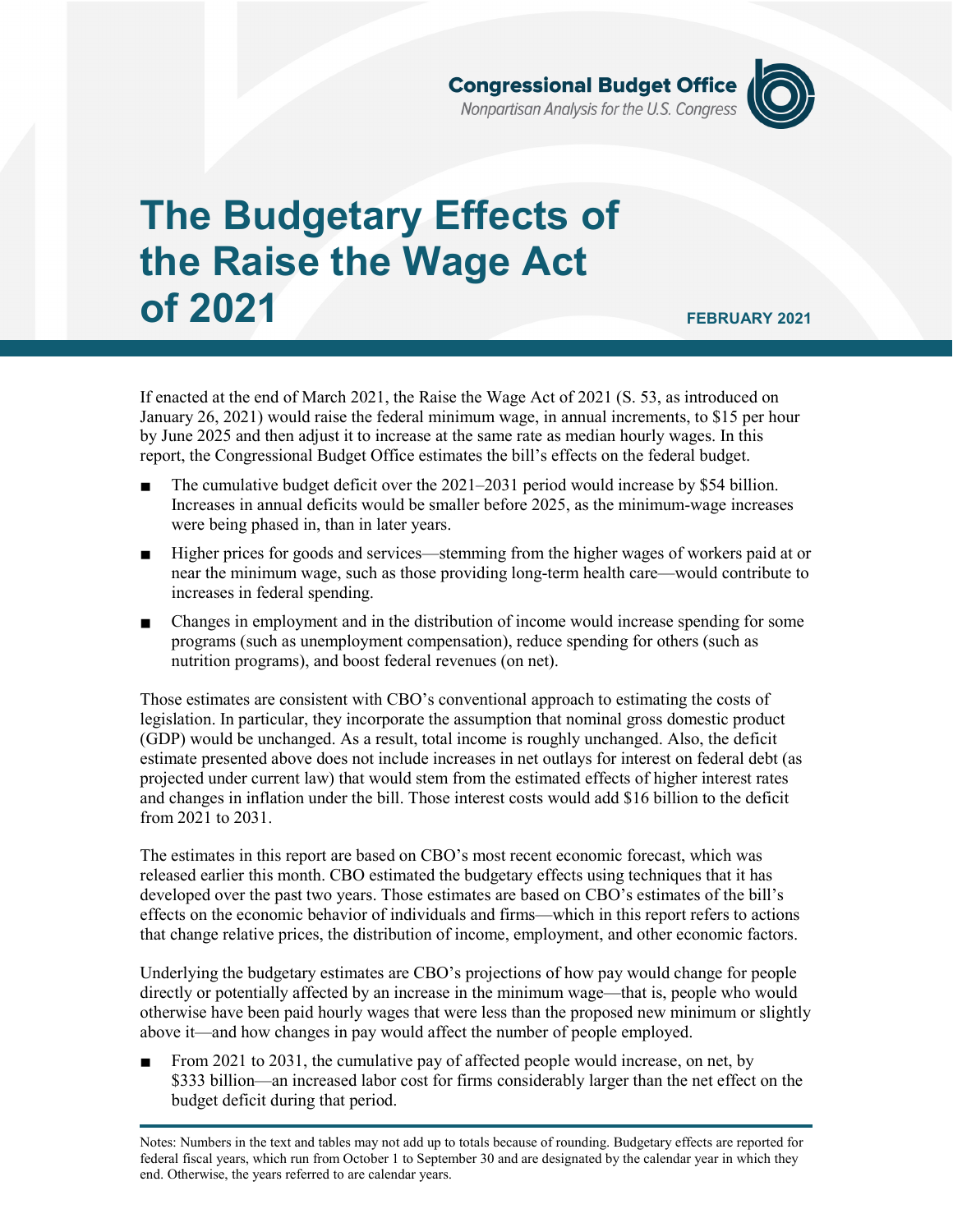Congressional Budget Office
*Nonpartisan Analysis for the U.S. Congress*

# The Budgetary Effects of the Raise the Wage Act of 2021

**FEBRUARY 2021**

If enacted at the end of March 2021, the Raise the Wage Act of 2021 (S. 53, as introduced on January 26, 2021) would raise the federal minimum wage, in annual increments, to $15 per hour by June 2025 and then adjust it to increase at the same rate as median hourly wages. In this report, the Congressional Budget Office estimates the bill's effects on the federal budget.

- The cumulative budget deficit over the 2021–2031 period would increase by $54 billion. Increases in annual deficits would be smaller before 2025, as the minimum-wage increases were being phased in, than in later years.
- Higher prices for goods and services—stemming from the higher wages of workers paid at or near the minimum wage, such as those providing long-term health care—would contribute to increases in federal spending.
- Changes in employment and in the distribution of income would increase spending for some programs (such as unemployment compensation), reduce spending for others (such as nutrition programs), and boost federal revenues (on net).

Those estimates are consistent with CBO's conventional approach to estimating the costs of legislation. In particular, they incorporate the assumption that nominal gross domestic product (GDP) would be unchanged. As a result, total income is roughly unchanged. Also, the deficit estimate presented above does not include increases in net outlays for interest on federal debt (as projected under current law) that would stem from the estimated effects of higher interest rates and changes in inflation under the bill. Those interest costs would add $16 billion to the deficit from 2021 to 2031.

The estimates in this report are based on CBO's most recent economic forecast, which was released earlier this month. CBO estimated the budgetary effects using techniques that it has developed over the past two years. Those estimates are based on CBO's estimates of the bill's effects on the economic behavior of individuals and firms—which in this report refers to actions that change relative prices, the distribution of income, employment, and other economic factors.

Underlying the budgetary estimates are CBO's projections of how pay would change for people directly or potentially affected by an increase in the minimum wage—that is, people who would otherwise have been paid hourly wages that were less than the proposed new minimum or slightly above it—and how changes in pay would affect the number of people employed.

- From 2021 to 2031, the cumulative pay of affected people would increase, on net, by $333 billion—an increased labor cost for firms considerably larger than the net effect on the budget deficit during that period.

Notes: Numbers in the text and tables may not add up to totals because of rounding. Budgetary effects are reported for federal fiscal years, which run from October 1 to September 30 and are designated by the calendar year in which they end. Otherwise, the years referred to are calendar years.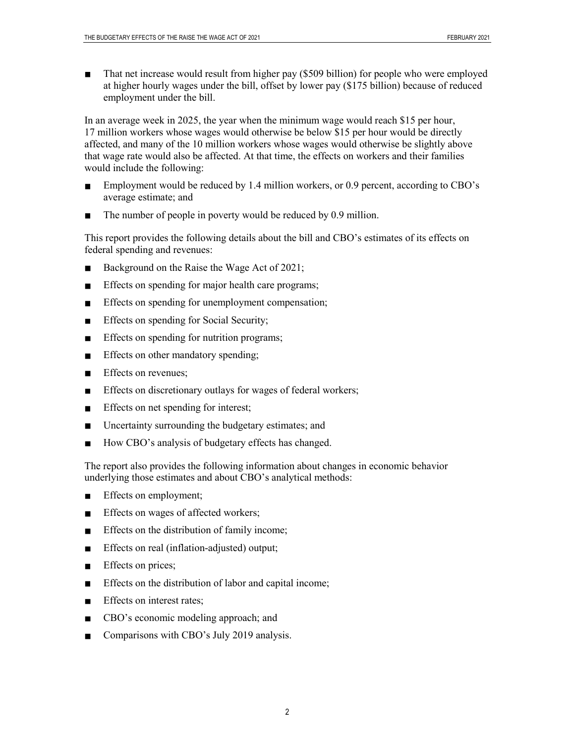- That net increase would result from higher pay ($509 billion) for people who were employed at higher hourly wages under the bill, offset by lower pay ($175 billion) because of reduced employment under the bill.

In an average week in 2025, the year when the minimum wage would reach $15 per hour, 17 million workers whose wages would otherwise be below $15 per hour would be directly affected, and many of the 10 million workers whose wages would otherwise be slightly above that wage rate would also be affected. At that time, the effects on workers and their families would include the following:

- Employment would be reduced by 1.4 million workers, or 0.9 percent, according to CBO's average estimate; and
- The number of people in poverty would be reduced by 0.9 million.

This report provides the following details about the bill and CBO's estimates of its effects on federal spending and revenues:

- Background on the Raise the Wage Act of 2021;
- Effects on spending for major health care programs;
- Effects on spending for unemployment compensation;
- Effects on spending for Social Security;
- Effects on spending for nutrition programs;
- Effects on other mandatory spending;
- Effects on revenues;
- Effects on discretionary outlays for wages of federal workers;
- Effects on net spending for interest;
- Uncertainty surrounding the budgetary estimates; and
- How CBO's analysis of budgetary effects has changed.

The report also provides the following information about changes in economic behavior underlying those estimates and about CBO's analytical methods:

- Effects on employment;
- Effects on wages of affected workers;
- Effects on the distribution of family income;
- Effects on real (inflation-adjusted) output;
- Effects on prices;
- Effects on the distribution of labor and capital income;
- Effects on interest rates;
- CBO's economic modeling approach; and
- Comparisons with CBO's July 2019 analysis.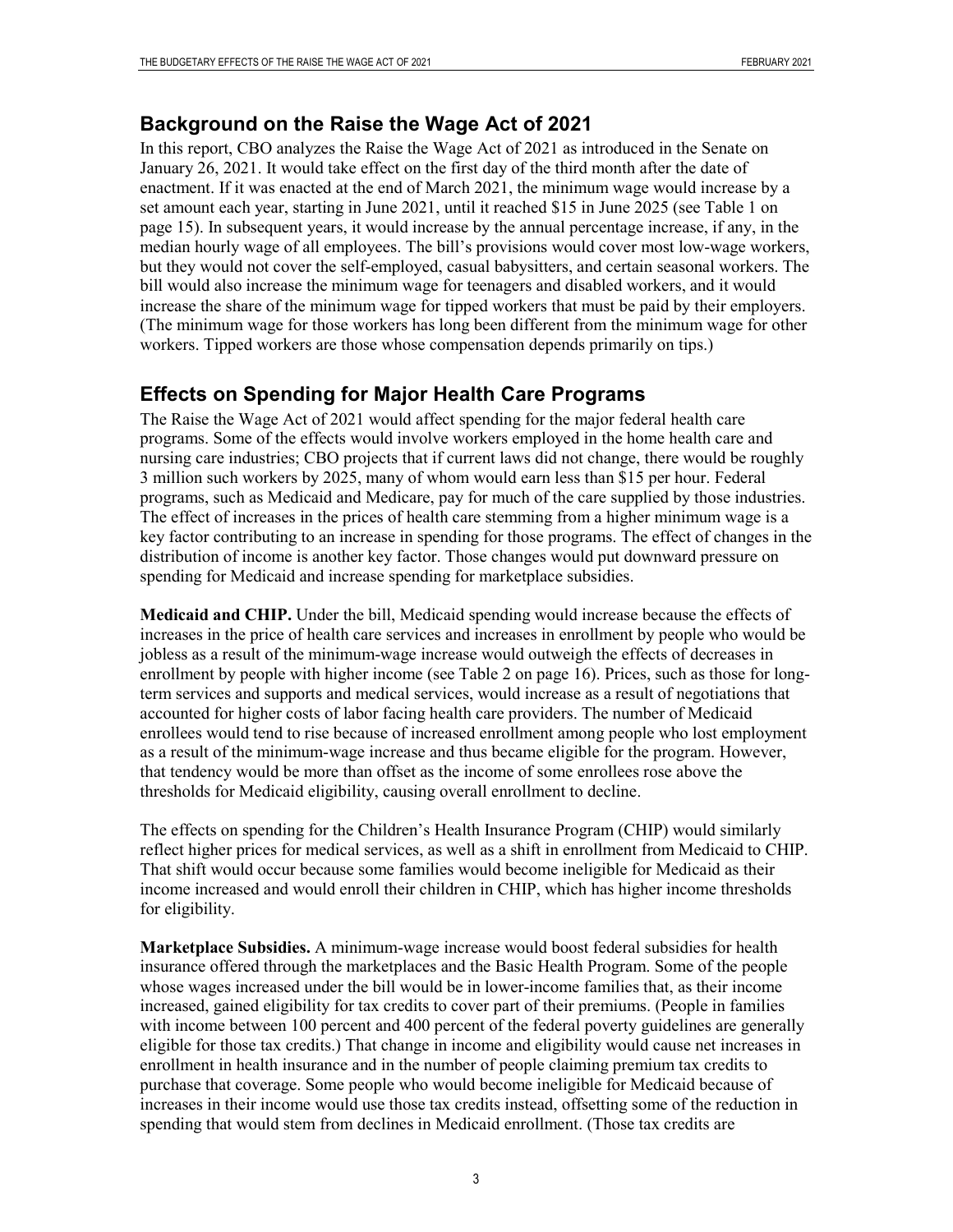## Background on the Raise the Wage Act of 2021

In this report, CBO analyzes the Raise the Wage Act of 2021 as introduced in the Senate on January 26, 2021. It would take effect on the first day of the third month after the date of enactment. If it was enacted at the end of March 2021, the minimum wage would increase by a set amount each year, starting in June 2021, until it reached $15 in June 2025 (see Table 1 on page 15). In subsequent years, it would increase by the annual percentage increase, if any, in the median hourly wage of all employees. The bill's provisions would cover most low-wage workers, but they would not cover the self-employed, casual babysitters, and certain seasonal workers. The bill would also increase the minimum wage for teenagers and disabled workers, and it would increase the share of the minimum wage for tipped workers that must be paid by their employers. (The minimum wage for those workers has long been different from the minimum wage for other workers. Tipped workers are those whose compensation depends primarily on tips.)

## Effects on Spending for Major Health Care Programs

The Raise the Wage Act of 2021 would affect spending for the major federal health care programs. Some of the effects would involve workers employed in the home health care and nursing care industries; CBO projects that if current laws did not change, there would be roughly 3 million such workers by 2025, many of whom would earn less than $15 per hour. Federal programs, such as Medicaid and Medicare, pay for much of the care supplied by those industries. The effect of increases in the prices of health care stemming from a higher minimum wage is a key factor contributing to an increase in spending for those programs. The effect of changes in the distribution of income is another key factor. Those changes would put downward pressure on spending for Medicaid and increase spending for marketplace subsidies.

**Medicaid and CHIP.** Under the bill, Medicaid spending would increase because the effects of increases in the price of health care services and increases in enrollment by people who would be jobless as a result of the minimum-wage increase would outweigh the effects of decreases in enrollment by people with higher income (see Table 2 on page 16). Prices, such as those for long-term services and supports and medical services, would increase as a result of negotiations that accounted for higher costs of labor facing health care providers. The number of Medicaid enrollees would tend to rise because of increased enrollment among people who lost employment as a result of the minimum-wage increase and thus became eligible for the program. However, that tendency would be more than offset as the income of some enrollees rose above the thresholds for Medicaid eligibility, causing overall enrollment to decline.

The effects on spending for the Children's Health Insurance Program (CHIP) would similarly reflect higher prices for medical services, as well as a shift in enrollment from Medicaid to CHIP. That shift would occur because some families would become ineligible for Medicaid as their income increased and would enroll their children in CHIP, which has higher income thresholds for eligibility.

**Marketplace Subsidies.** A minimum-wage increase would boost federal subsidies for health insurance offered through the marketplaces and the Basic Health Program. Some of the people whose wages increased under the bill would be in lower-income families that, as their income increased, gained eligibility for tax credits to cover part of their premiums. (People in families with income between 100 percent and 400 percent of the federal poverty guidelines are generally eligible for those tax credits.) That change in income and eligibility would cause net increases in enrollment in health insurance and in the number of people claiming premium tax credits to purchase that coverage. Some people who would become ineligible for Medicaid because of increases in their income would use those tax credits instead, offsetting some of the reduction in spending that would stem from declines in Medicaid enrollment. (Those tax credits are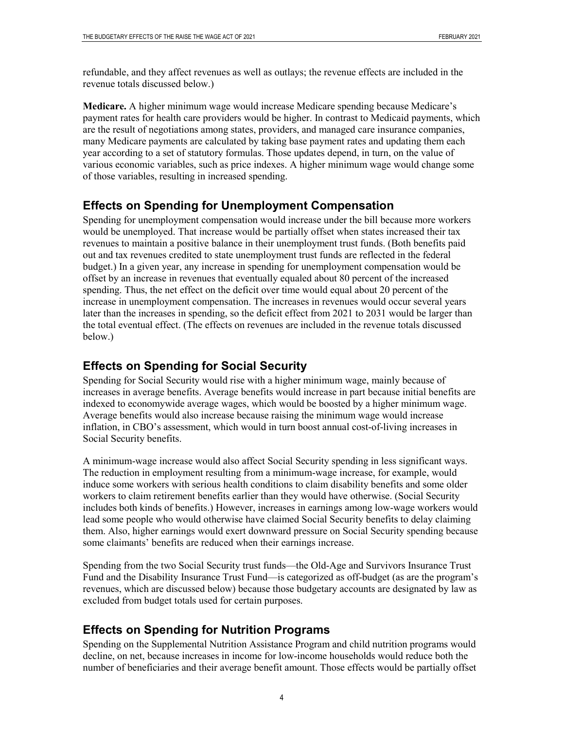refundable, and they affect revenues as well as outlays; the revenue effects are included in the revenue totals discussed below.)

**Medicare.** A higher minimum wage would increase Medicare spending because Medicare's payment rates for health care providers would be higher. In contrast to Medicaid payments, which are the result of negotiations among states, providers, and managed care insurance companies, many Medicare payments are calculated by taking base payment rates and updating them each year according to a set of statutory formulas. Those updates depend, in turn, on the value of various economic variables, such as price indexes. A higher minimum wage would change some of those variables, resulting in increased spending.

## Effects on Spending for Unemployment Compensation

Spending for unemployment compensation would increase under the bill because more workers would be unemployed. That increase would be partially offset when states increased their tax revenues to maintain a positive balance in their unemployment trust funds. (Both benefits paid out and tax revenues credited to state unemployment trust funds are reflected in the federal budget.) In a given year, any increase in spending for unemployment compensation would be offset by an increase in revenues that eventually equaled about 80 percent of the increased spending. Thus, the net effect on the deficit over time would equal about 20 percent of the increase in unemployment compensation. The increases in revenues would occur several years later than the increases in spending, so the deficit effect from 2021 to 2031 would be larger than the total eventual effect. (The effects on revenues are included in the revenue totals discussed below.)

## Effects on Spending for Social Security

Spending for Social Security would rise with a higher minimum wage, mainly because of increases in average benefits. Average benefits would increase in part because initial benefits are indexed to economywide average wages, which would be boosted by a higher minimum wage. Average benefits would also increase because raising the minimum wage would increase inflation, in CBO's assessment, which would in turn boost annual cost-of-living increases in Social Security benefits.

A minimum-wage increase would also affect Social Security spending in less significant ways. The reduction in employment resulting from a minimum-wage increase, for example, would induce some workers with serious health conditions to claim disability benefits and some older workers to claim retirement benefits earlier than they would have otherwise. (Social Security includes both kinds of benefits.) However, increases in earnings among low-wage workers would lead some people who would otherwise have claimed Social Security benefits to delay claiming them. Also, higher earnings would exert downward pressure on Social Security spending because some claimants' benefits are reduced when their earnings increase.

Spending from the two Social Security trust funds—the Old-Age and Survivors Insurance Trust Fund and the Disability Insurance Trust Fund—is categorized as off-budget (as are the program's revenues, which are discussed below) because those budgetary accounts are designated by law as excluded from budget totals used for certain purposes.

## Effects on Spending for Nutrition Programs

Spending on the Supplemental Nutrition Assistance Program and child nutrition programs would decline, on net, because increases in income for low-income households would reduce both the number of beneficiaries and their average benefit amount. Those effects would be partially offset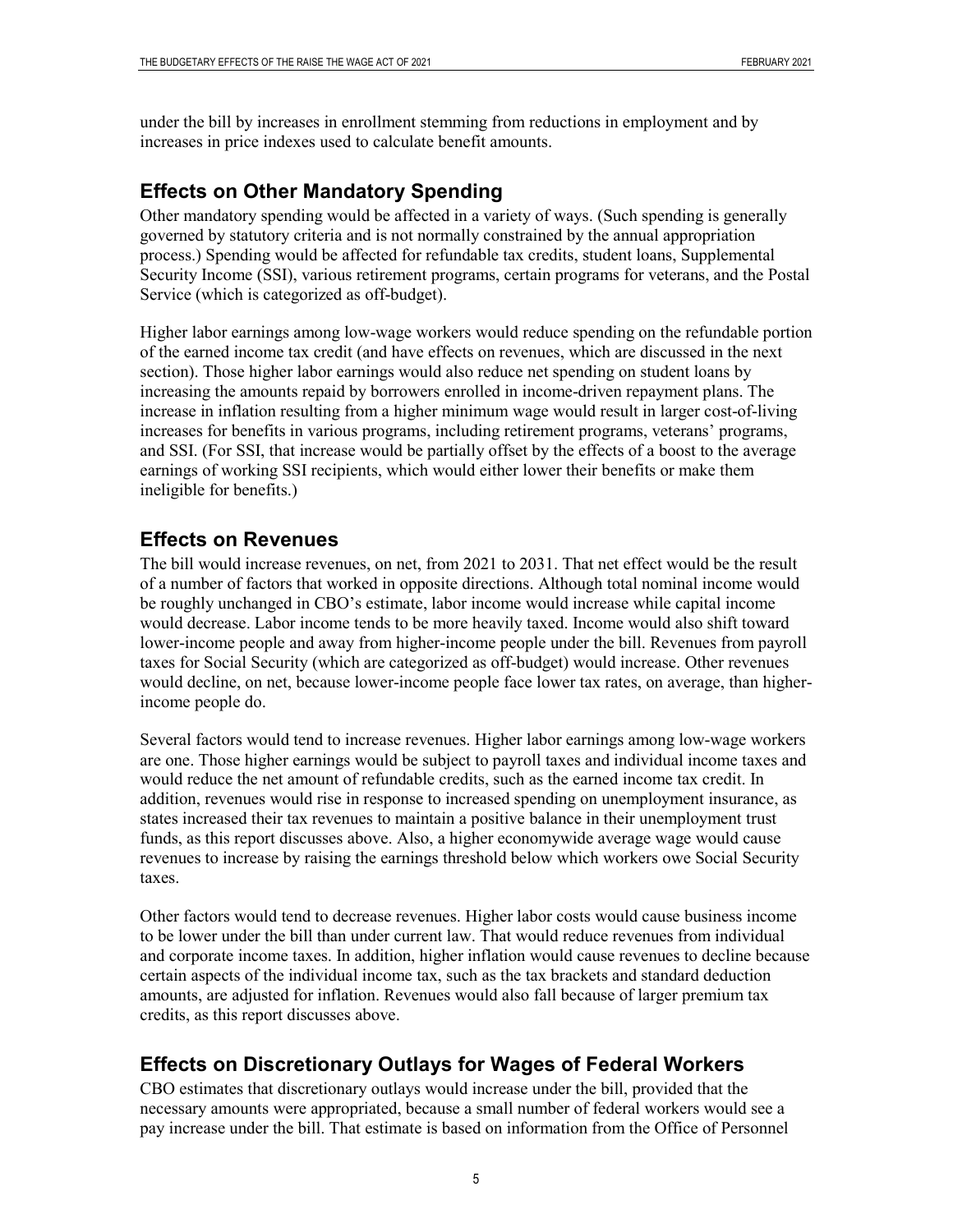under the bill by increases in enrollment stemming from reductions in employment and by increases in price indexes used to calculate benefit amounts.

## Effects on Other Mandatory Spending

Other mandatory spending would be affected in a variety of ways. (Such spending is generally governed by statutory criteria and is not normally constrained by the annual appropriation process.) Spending would be affected for refundable tax credits, student loans, Supplemental Security Income (SSI), various retirement programs, certain programs for veterans, and the Postal Service (which is categorized as off-budget).

Higher labor earnings among low-wage workers would reduce spending on the refundable portion of the earned income tax credit (and have effects on revenues, which are discussed in the next section). Those higher labor earnings would also reduce net spending on student loans by increasing the amounts repaid by borrowers enrolled in income-driven repayment plans. The increase in inflation resulting from a higher minimum wage would result in larger cost-of-living increases for benefits in various programs, including retirement programs, veterans' programs, and SSI. (For SSI, that increase would be partially offset by the effects of a boost to the average earnings of working SSI recipients, which would either lower their benefits or make them ineligible for benefits.)

## Effects on Revenues

The bill would increase revenues, on net, from 2021 to 2031. That net effect would be the result of a number of factors that worked in opposite directions. Although total nominal income would be roughly unchanged in CBO's estimate, labor income would increase while capital income would decrease. Labor income tends to be more heavily taxed. Income would also shift toward lower-income people and away from higher-income people under the bill. Revenues from payroll taxes for Social Security (which are categorized as off-budget) would increase. Other revenues would decline, on net, because lower-income people face lower tax rates, on average, than higher-income people do.

Several factors would tend to increase revenues. Higher labor earnings among low-wage workers are one. Those higher earnings would be subject to payroll taxes and individual income taxes and would reduce the net amount of refundable credits, such as the earned income tax credit. In addition, revenues would rise in response to increased spending on unemployment insurance, as states increased their tax revenues to maintain a positive balance in their unemployment trust funds, as this report discusses above. Also, a higher economywide average wage would cause revenues to increase by raising the earnings threshold below which workers owe Social Security taxes.

Other factors would tend to decrease revenues. Higher labor costs would cause business income to be lower under the bill than under current law. That would reduce revenues from individual and corporate income taxes. In addition, higher inflation would cause revenues to decline because certain aspects of the individual income tax, such as the tax brackets and standard deduction amounts, are adjusted for inflation. Revenues would also fall because of larger premium tax credits, as this report discusses above.

## Effects on Discretionary Outlays for Wages of Federal Workers

CBO estimates that discretionary outlays would increase under the bill, provided that the necessary amounts were appropriated, because a small number of federal workers would see a pay increase under the bill. That estimate is based on information from the Office of Personnel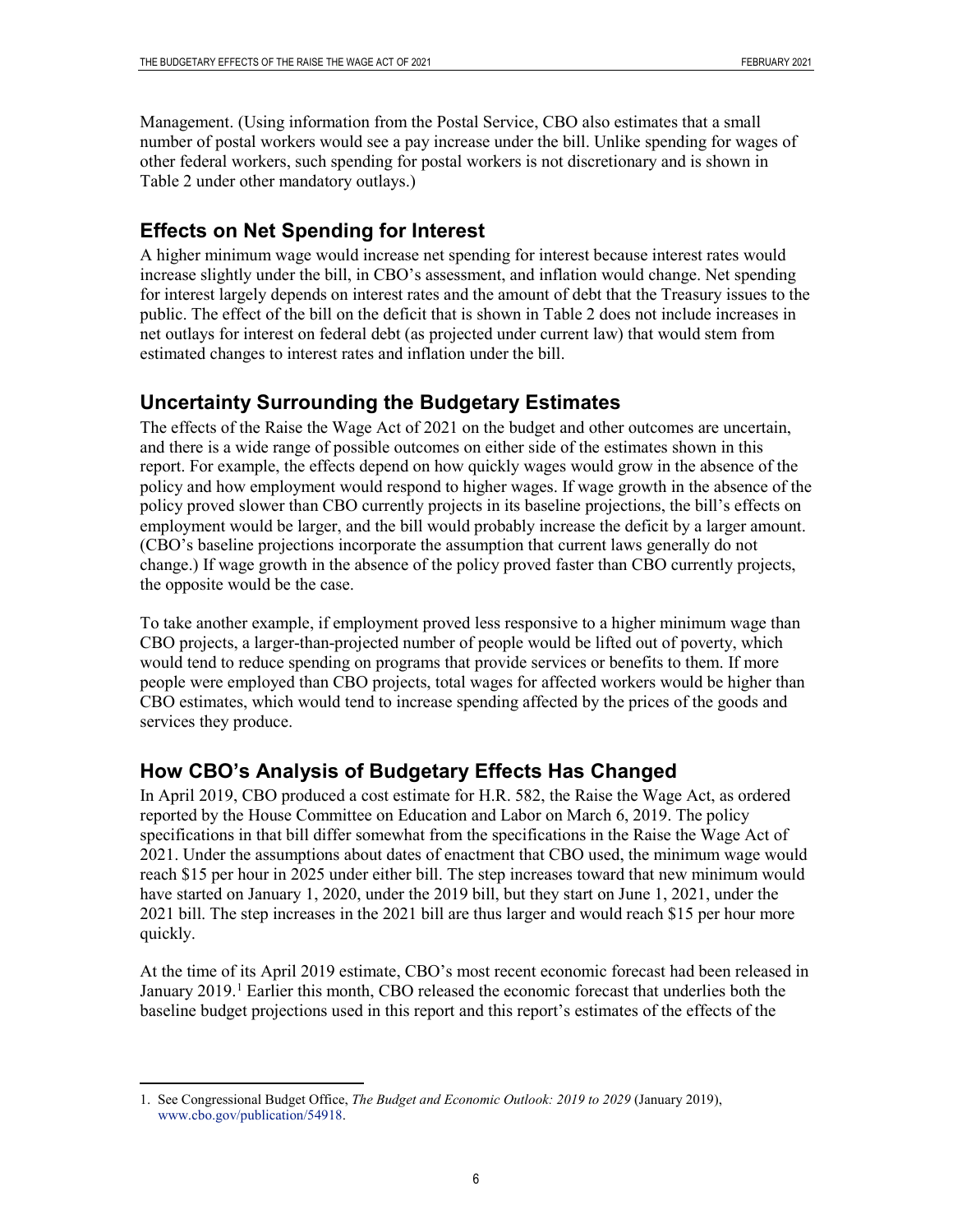Management. (Using information from the Postal Service, CBO also estimates that a small number of postal workers would see a pay increase under the bill. Unlike spending for wages of other federal workers, such spending for postal workers is not discretionary and is shown in Table 2 under other mandatory outlays.)

## Effects on Net Spending for Interest

A higher minimum wage would increase net spending for interest because interest rates would increase slightly under the bill, in CBO's assessment, and inflation would change. Net spending for interest largely depends on interest rates and the amount of debt that the Treasury issues to the public. The effect of the bill on the deficit that is shown in Table 2 does not include increases in net outlays for interest on federal debt (as projected under current law) that would stem from estimated changes to interest rates and inflation under the bill.

## Uncertainty Surrounding the Budgetary Estimates

The effects of the Raise the Wage Act of 2021 on the budget and other outcomes are uncertain, and there is a wide range of possible outcomes on either side of the estimates shown in this report. For example, the effects depend on how quickly wages would grow in the absence of the policy and how employment would respond to higher wages. If wage growth in the absence of the policy proved slower than CBO currently projects in its baseline projections, the bill's effects on employment would be larger, and the bill would probably increase the deficit by a larger amount. (CBO's baseline projections incorporate the assumption that current laws generally do not change.) If wage growth in the absence of the policy proved faster than CBO currently projects, the opposite would be the case.

To take another example, if employment proved less responsive to a higher minimum wage than CBO projects, a larger-than-projected number of people would be lifted out of poverty, which would tend to reduce spending on programs that provide services or benefits to them. If more people were employed than CBO projects, total wages for affected workers would be higher than CBO estimates, which would tend to increase spending affected by the prices of the goods and services they produce.

## How CBO's Analysis of Budgetary Effects Has Changed

In April 2019, CBO produced a cost estimate for H.R. 582, the Raise the Wage Act, as ordered reported by the House Committee on Education and Labor on March 6, 2019. The policy specifications in that bill differ somewhat from the specifications in the Raise the Wage Act of 2021. Under the assumptions about dates of enactment that CBO used, the minimum wage would reach $15 per hour in 2025 under either bill. The step increases toward that new minimum would have started on January 1, 2020, under the 2019 bill, but they start on June 1, 2021, under the 2021 bill. The step increases in the 2021 bill are thus larger and would reach $15 per hour more quickly.

At the time of its April 2019 estimate, CBO's most recent economic forecast had been released in January 2019.[1] Earlier this month, CBO released the economic forecast that underlies both the baseline budget projections used in this report and this report's estimates of the effects of the

1. See Congressional Budget Office, *The Budget and Economic Outlook: 2019 to 2029* (January 2019), www.cbo.gov/publication/54918.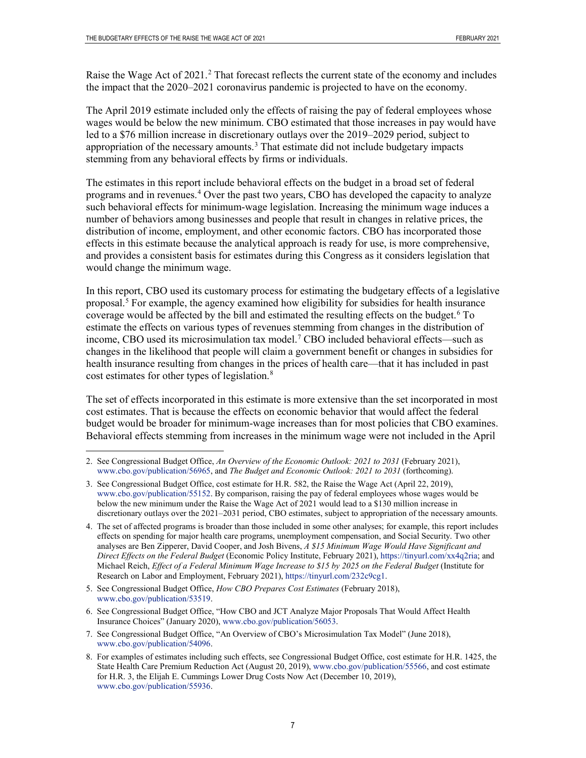Raise the Wage Act of 2021.[2] That forecast reflects the current state of the economy and includes the impact that the 2020–2021 coronavirus pandemic is projected to have on the economy.

The April 2019 estimate included only the effects of raising the pay of federal employees whose wages would be below the new minimum. CBO estimated that those increases in pay would have led to a $76 million increase in discretionary outlays over the 2019–2029 period, subject to appropriation of the necessary amounts.[3] That estimate did not include budgetary impacts stemming from any behavioral effects by firms or individuals.

The estimates in this report include behavioral effects on the budget in a broad set of federal programs and in revenues.[4] Over the past two years, CBO has developed the capacity to analyze such behavioral effects for minimum-wage legislation. Increasing the minimum wage induces a number of behaviors among businesses and people that result in changes in relative prices, the distribution of income, employment, and other economic factors. CBO has incorporated those effects in this estimate because the analytical approach is ready for use, is more comprehensive, and provides a consistent basis for estimates during this Congress as it considers legislation that would change the minimum wage.

In this report, CBO used its customary process for estimating the budgetary effects of a legislative proposal.[5] For example, the agency examined how eligibility for subsidies for health insurance coverage would be affected by the bill and estimated the resulting effects on the budget.[6] To estimate the effects on various types of revenues stemming from changes in the distribution of income, CBO used its microsimulation tax model.[7] CBO included behavioral effects—such as changes in the likelihood that people will claim a government benefit or changes in subsidies for health insurance resulting from changes in the prices of health care—that it has included in past cost estimates for other types of legislation.[8]

The set of effects incorporated in this estimate is more extensive than the set incorporated in most cost estimates. That is because the effects on economic behavior that would affect the federal budget would be broader for minimum-wage increases than for most policies that CBO examines. Behavioral effects stemming from increases in the minimum wage were not included in the April

---

2. See Congressional Budget Office, *An Overview of the Economic Outlook: 2021 to 2031* (February 2021), www.cbo.gov/publication/56965, and *The Budget and Economic Outlook: 2021 to 2031* (forthcoming).

3. See Congressional Budget Office, cost estimate for H.R. 582, the Raise the Wage Act (April 22, 2019), www.cbo.gov/publication/55152. By comparison, raising the pay of federal employees whose wages would be below the new minimum under the Raise the Wage Act of 2021 would lead to a $130 million increase in discretionary outlays over the 2021–2031 period, CBO estimates, subject to appropriation of the necessary amounts.

4. The set of affected programs is broader than those included in some other analyses; for example, this report includes effects on spending for major health care programs, unemployment compensation, and Social Security. Two other analyses are Ben Zipperer, David Cooper, and Josh Bivens, *A $15 Minimum Wage Would Have Significant and Direct Effects on the Federal Budget* (Economic Policy Institute, February 2021), https://tinyurl.com/xx4q2ria; and Michael Reich, *Effect of a Federal Minimum Wage Increase to $15 by 2025 on the Federal Budget* (Institute for Research on Labor and Employment, February 2021), https://tinyurl.com/232c9cg1.

5. See Congressional Budget Office, *How CBO Prepares Cost Estimates* (February 2018), www.cbo.gov/publication/53519.

6. See Congressional Budget Office, "How CBO and JCT Analyze Major Proposals That Would Affect Health Insurance Choices" (January 2020), www.cbo.gov/publication/56053.

7. See Congressional Budget Office, "An Overview of CBO's Microsimulation Tax Model" (June 2018), www.cbo.gov/publication/54096.

8. For examples of estimates including such effects, see Congressional Budget Office, cost estimate for H.R. 1425, the State Health Care Premium Reduction Act (August 20, 2019), www.cbo.gov/publication/55566, and cost estimate for H.R. 3, the Elijah E. Cummings Lower Drug Costs Now Act (December 10, 2019), www.cbo.gov/publication/55936.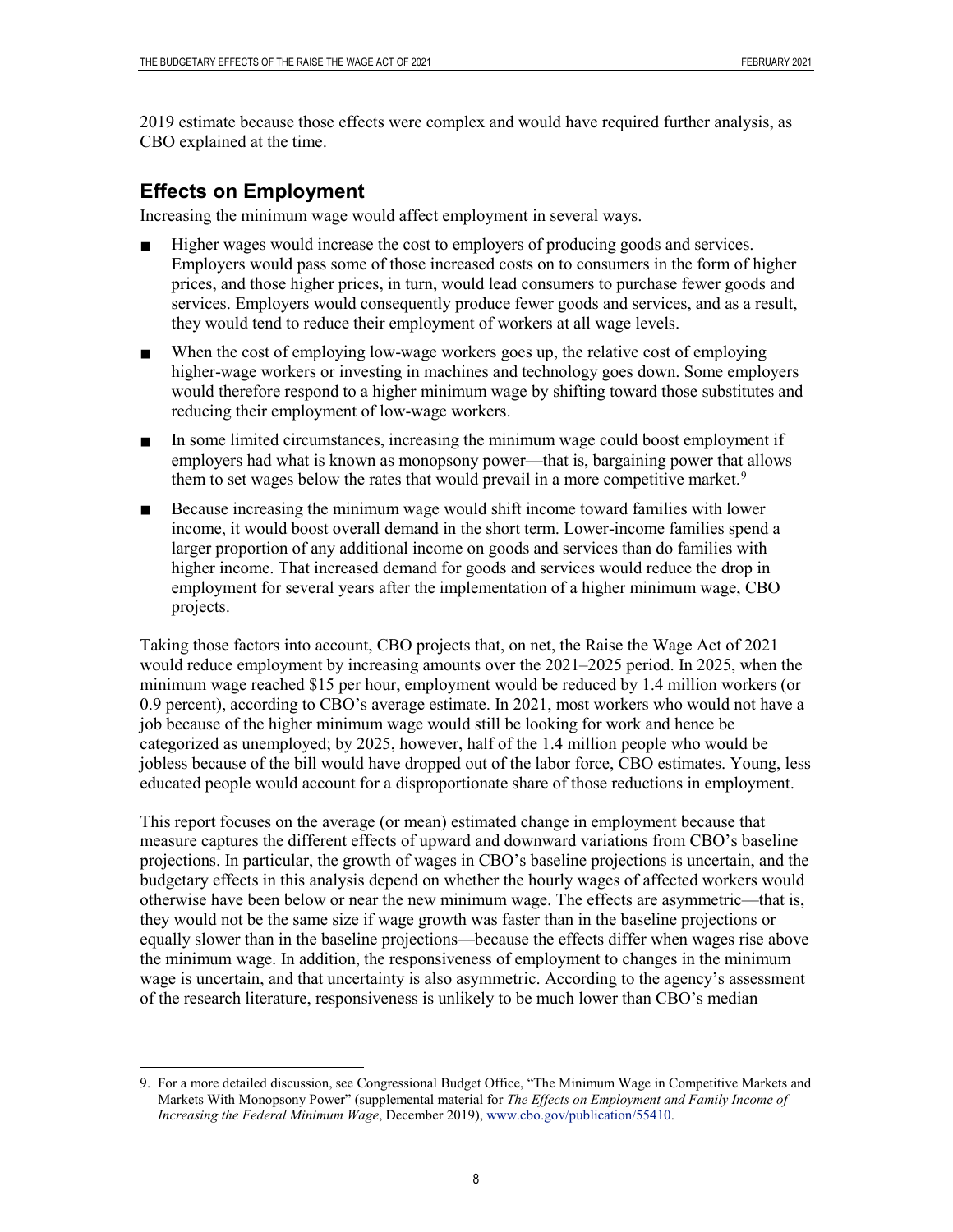2019 estimate because those effects were complex and would have required further analysis, as CBO explained at the time.

## Effects on Employment

Increasing the minimum wage would affect employment in several ways.

- Higher wages would increase the cost to employers of producing goods and services. Employers would pass some of those increased costs on to consumers in the form of higher prices, and those higher prices, in turn, would lead consumers to purchase fewer goods and services. Employers would consequently produce fewer goods and services, and as a result, they would tend to reduce their employment of workers at all wage levels.
- When the cost of employing low-wage workers goes up, the relative cost of employing higher-wage workers or investing in machines and technology goes down. Some employers would therefore respond to a higher minimum wage by shifting toward those substitutes and reducing their employment of low-wage workers.
- In some limited circumstances, increasing the minimum wage could boost employment if employers had what is known as monopsony power—that is, bargaining power that allows them to set wages below the rates that would prevail in a more competitive market.[9]
- Because increasing the minimum wage would shift income toward families with lower income, it would boost overall demand in the short term. Lower-income families spend a larger proportion of any additional income on goods and services than do families with higher income. That increased demand for goods and services would reduce the drop in employment for several years after the implementation of a higher minimum wage, CBO projects.

Taking those factors into account, CBO projects that, on net, the Raise the Wage Act of 2021 would reduce employment by increasing amounts over the 2021–2025 period. In 2025, when the minimum wage reached $15 per hour, employment would be reduced by 1.4 million workers (or 0.9 percent), according to CBO's average estimate. In 2021, most workers who would not have a job because of the higher minimum wage would still be looking for work and hence be categorized as unemployed; by 2025, however, half of the 1.4 million people who would be jobless because of the bill would have dropped out of the labor force, CBO estimates. Young, less educated people would account for a disproportionate share of those reductions in employment.

This report focuses on the average (or mean) estimated change in employment because that measure captures the different effects of upward and downward variations from CBO's baseline projections. In particular, the growth of wages in CBO's baseline projections is uncertain, and the budgetary effects in this analysis depend on whether the hourly wages of affected workers would otherwise have been below or near the new minimum wage. The effects are asymmetric—that is, they would not be the same size if wage growth was faster than in the baseline projections or equally slower than in the baseline projections—because the effects differ when wages rise above the minimum wage. In addition, the responsiveness of employment to changes in the minimum wage is uncertain, and that uncertainty is also asymmetric. According to the agency's assessment of the research literature, responsiveness is unlikely to be much lower than CBO's median

---

9. For a more detailed discussion, see Congressional Budget Office, "The Minimum Wage in Competitive Markets and Markets With Monopsony Power" (supplemental material for *The Effects on Employment and Family Income of Increasing the Federal Minimum Wage*, December 2019), www.cbo.gov/publication/55410.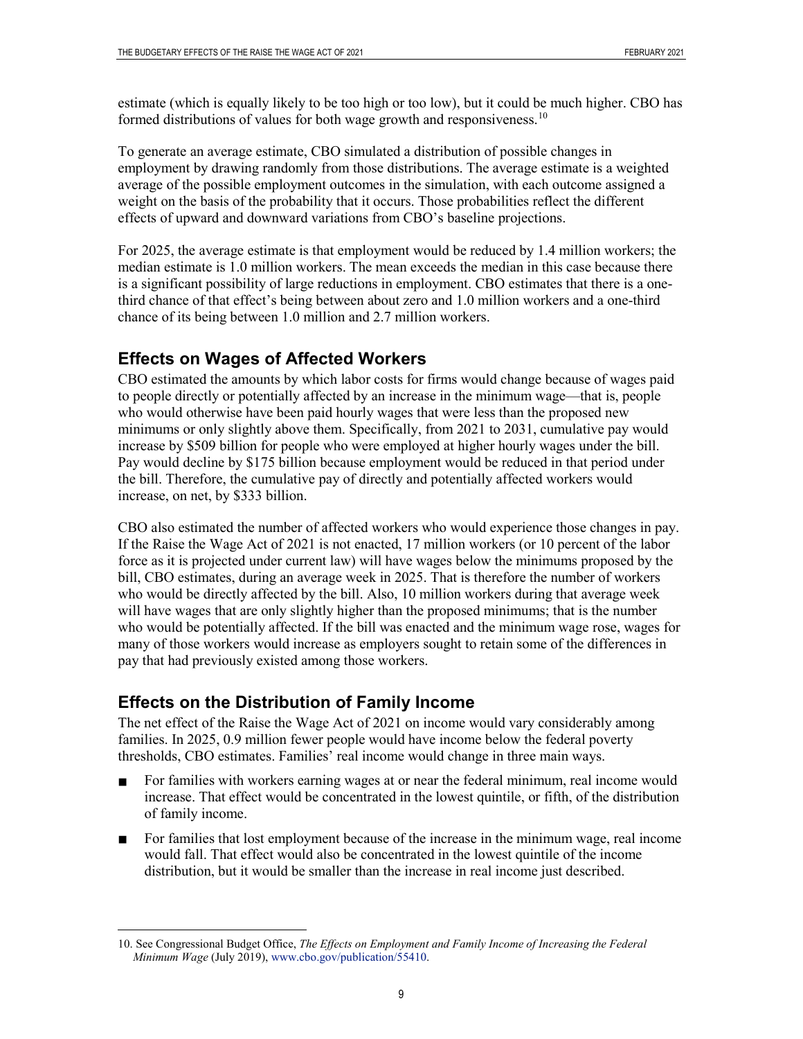estimate (which is equally likely to be too high or too low), but it could be much higher. CBO has formed distributions of values for both wage growth and responsiveness.[10]

To generate an average estimate, CBO simulated a distribution of possible changes in employment by drawing randomly from those distributions. The average estimate is a weighted average of the possible employment outcomes in the simulation, with each outcome assigned a weight on the basis of the probability that it occurs. Those probabilities reflect the different effects of upward and downward variations from CBO's baseline projections.

For 2025, the average estimate is that employment would be reduced by 1.4 million workers; the median estimate is 1.0 million workers. The mean exceeds the median in this case because there is a significant possibility of large reductions in employment. CBO estimates that there is a one-third chance of that effect's being between about zero and 1.0 million workers and a one-third chance of its being between 1.0 million and 2.7 million workers.

## Effects on Wages of Affected Workers

CBO estimated the amounts by which labor costs for firms would change because of wages paid to people directly or potentially affected by an increase in the minimum wage—that is, people who would otherwise have been paid hourly wages that were less than the proposed new minimums or only slightly above them. Specifically, from 2021 to 2031, cumulative pay would increase by $509 billion for people who were employed at higher hourly wages under the bill. Pay would decline by $175 billion because employment would be reduced in that period under the bill. Therefore, the cumulative pay of directly and potentially affected workers would increase, on net, by $333 billion.

CBO also estimated the number of affected workers who would experience those changes in pay. If the Raise the Wage Act of 2021 is not enacted, 17 million workers (or 10 percent of the labor force as it is projected under current law) will have wages below the minimums proposed by the bill, CBO estimates, during an average week in 2025. That is therefore the number of workers who would be directly affected by the bill. Also, 10 million workers during that average week will have wages that are only slightly higher than the proposed minimums; that is the number who would be potentially affected. If the bill was enacted and the minimum wage rose, wages for many of those workers would increase as employers sought to retain some of the differences in pay that had previously existed among those workers.

## Effects on the Distribution of Family Income

The net effect of the Raise the Wage Act of 2021 on income would vary considerably among families. In 2025, 0.9 million fewer people would have income below the federal poverty thresholds, CBO estimates. Families' real income would change in three main ways.

- For families with workers earning wages at or near the federal minimum, real income would increase. That effect would be concentrated in the lowest quintile, or fifth, of the distribution of family income.
- For families that lost employment because of the increase in the minimum wage, real income would fall. That effect would also be concentrated in the lowest quintile of the income distribution, but it would be smaller than the increase in real income just described.

10. See Congressional Budget Office, *The Effects on Employment and Family Income of Increasing the Federal Minimum Wage* (July 2019), www.cbo.gov/publication/55410.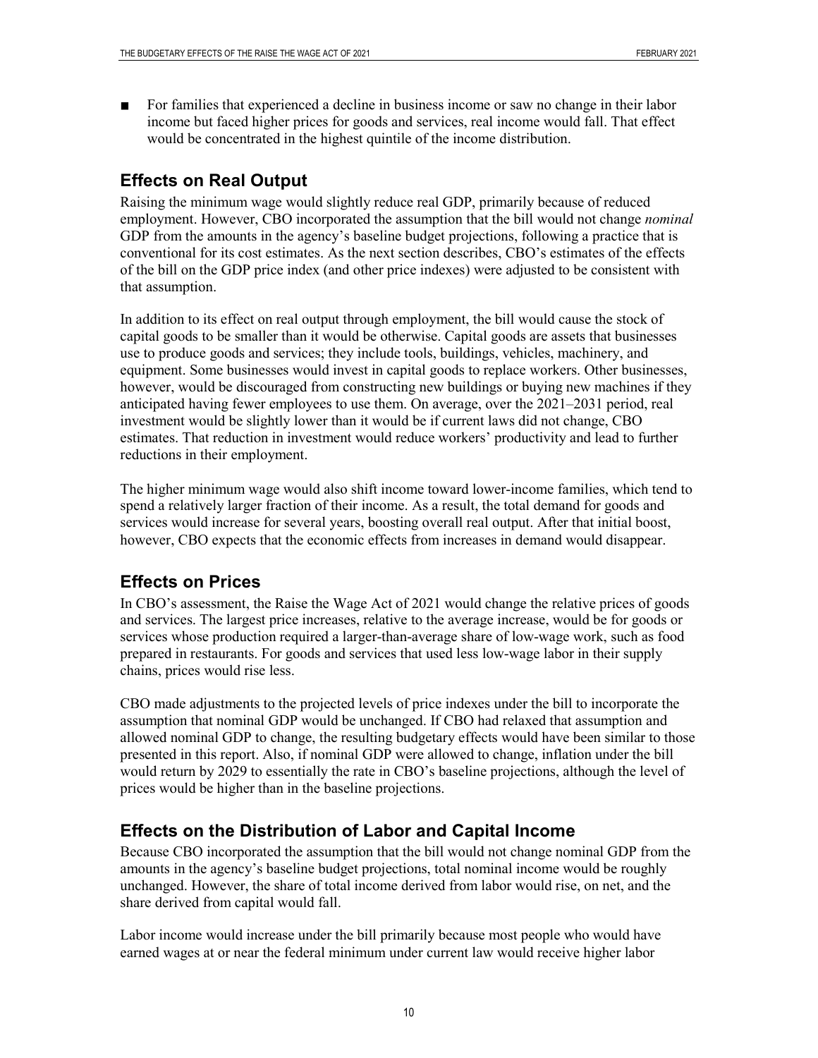- For families that experienced a decline in business income or saw no change in their labor income but faced higher prices for goods and services, real income would fall. That effect would be concentrated in the highest quintile of the income distribution.

## Effects on Real Output

Raising the minimum wage would slightly reduce real GDP, primarily because of reduced employment. However, CBO incorporated the assumption that the bill would not change *nominal* GDP from the amounts in the agency's baseline budget projections, following a practice that is conventional for its cost estimates. As the next section describes, CBO's estimates of the effects of the bill on the GDP price index (and other price indexes) were adjusted to be consistent with that assumption.

In addition to its effect on real output through employment, the bill would cause the stock of capital goods to be smaller than it would be otherwise. Capital goods are assets that businesses use to produce goods and services; they include tools, buildings, vehicles, machinery, and equipment. Some businesses would invest in capital goods to replace workers. Other businesses, however, would be discouraged from constructing new buildings or buying new machines if they anticipated having fewer employees to use them. On average, over the 2021–2031 period, real investment would be slightly lower than it would be if current laws did not change, CBO estimates. That reduction in investment would reduce workers' productivity and lead to further reductions in their employment.

The higher minimum wage would also shift income toward lower-income families, which tend to spend a relatively larger fraction of their income. As a result, the total demand for goods and services would increase for several years, boosting overall real output. After that initial boost, however, CBO expects that the economic effects from increases in demand would disappear.

## Effects on Prices

In CBO's assessment, the Raise the Wage Act of 2021 would change the relative prices of goods and services. The largest price increases, relative to the average increase, would be for goods or services whose production required a larger-than-average share of low-wage work, such as food prepared in restaurants. For goods and services that used less low-wage labor in their supply chains, prices would rise less.

CBO made adjustments to the projected levels of price indexes under the bill to incorporate the assumption that nominal GDP would be unchanged. If CBO had relaxed that assumption and allowed nominal GDP to change, the resulting budgetary effects would have been similar to those presented in this report. Also, if nominal GDP were allowed to change, inflation under the bill would return by 2029 to essentially the rate in CBO's baseline projections, although the level of prices would be higher than in the baseline projections.

## Effects on the Distribution of Labor and Capital Income

Because CBO incorporated the assumption that the bill would not change nominal GDP from the amounts in the agency's baseline budget projections, total nominal income would be roughly unchanged. However, the share of total income derived from labor would rise, on net, and the share derived from capital would fall.

Labor income would increase under the bill primarily because most people who would have earned wages at or near the federal minimum under current law would receive higher labor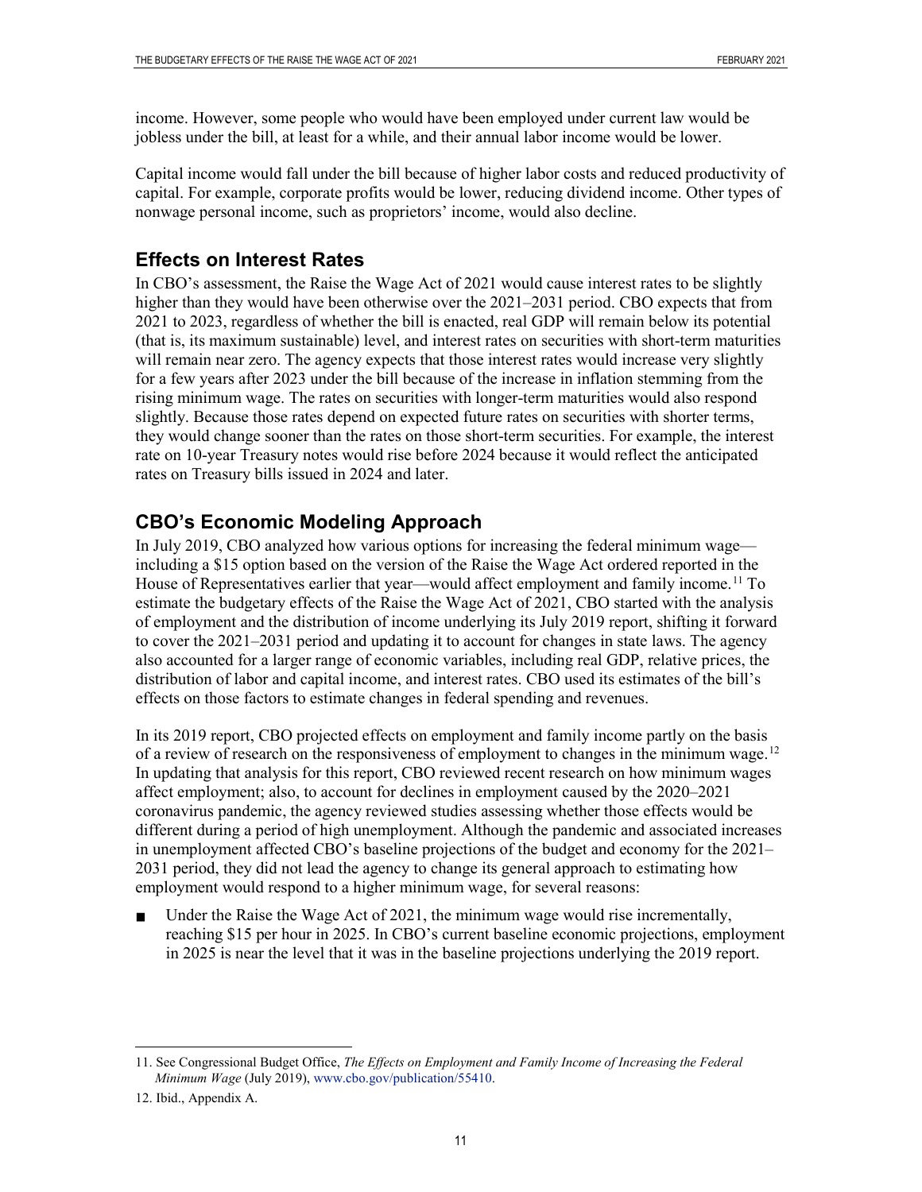income. However, some people who would have been employed under current law would be jobless under the bill, at least for a while, and their annual labor income would be lower.

Capital income would fall under the bill because of higher labor costs and reduced productivity of capital. For example, corporate profits would be lower, reducing dividend income. Other types of nonwage personal income, such as proprietors' income, would also decline.

## Effects on Interest Rates

In CBO's assessment, the Raise the Wage Act of 2021 would cause interest rates to be slightly higher than they would have been otherwise over the 2021–2031 period. CBO expects that from 2021 to 2023, regardless of whether the bill is enacted, real GDP will remain below its potential (that is, its maximum sustainable) level, and interest rates on securities with short-term maturities will remain near zero. The agency expects that those interest rates would increase very slightly for a few years after 2023 under the bill because of the increase in inflation stemming from the rising minimum wage. The rates on securities with longer-term maturities would also respond slightly. Because those rates depend on expected future rates on securities with shorter terms, they would change sooner than the rates on those short-term securities. For example, the interest rate on 10-year Treasury notes would rise before 2024 because it would reflect the anticipated rates on Treasury bills issued in 2024 and later.

## CBO's Economic Modeling Approach

In July 2019, CBO analyzed how various options for increasing the federal minimum wage—including a $15 option based on the version of the Raise the Wage Act ordered reported in the House of Representatives earlier that year—would affect employment and family income.[11] To estimate the budgetary effects of the Raise the Wage Act of 2021, CBO started with the analysis of employment and the distribution of income underlying its July 2019 report, shifting it forward to cover the 2021–2031 period and updating it to account for changes in state laws. The agency also accounted for a larger range of economic variables, including real GDP, relative prices, the distribution of labor and capital income, and interest rates. CBO used its estimates of the bill's effects on those factors to estimate changes in federal spending and revenues.

In its 2019 report, CBO projected effects on employment and family income partly on the basis of a review of research on the responsiveness of employment to changes in the minimum wage.[12] In updating that analysis for this report, CBO reviewed recent research on how minimum wages affect employment; also, to account for declines in employment caused by the 2020–2021 coronavirus pandemic, the agency reviewed studies assessing whether those effects would be different during a period of high unemployment. Although the pandemic and associated increases in unemployment affected CBO's baseline projections of the budget and economy for the 2021–2031 period, they did not lead the agency to change its general approach to estimating how employment would respond to a higher minimum wage, for several reasons:

- Under the Raise the Wage Act of 2021, the minimum wage would rise incrementally, reaching $15 per hour in 2025. In CBO's current baseline economic projections, employment in 2025 is near the level that it was in the baseline projections underlying the 2019 report.

---

11. See Congressional Budget Office, *The Effects on Employment and Family Income of Increasing the Federal Minimum Wage* (July 2019), www.cbo.gov/publication/55410.

12. Ibid., Appendix A.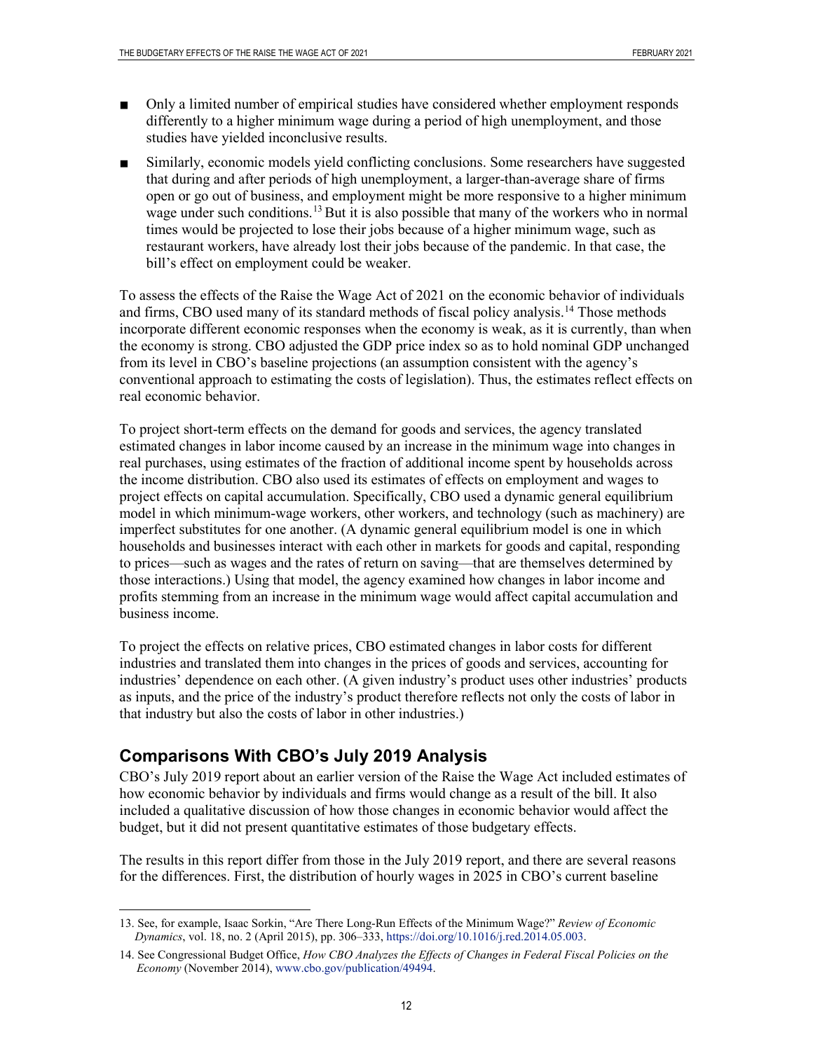- Only a limited number of empirical studies have considered whether employment responds differently to a higher minimum wage during a period of high unemployment, and those studies have yielded inconclusive results.
- Similarly, economic models yield conflicting conclusions. Some researchers have suggested that during and after periods of high unemployment, a larger-than-average share of firms open or go out of business, and employment might be more responsive to a higher minimum wage under such conditions.[13] But it is also possible that many of the workers who in normal times would be projected to lose their jobs because of a higher minimum wage, such as restaurant workers, have already lost their jobs because of the pandemic. In that case, the bill's effect on employment could be weaker.

To assess the effects of the Raise the Wage Act of 2021 on the economic behavior of individuals and firms, CBO used many of its standard methods of fiscal policy analysis.[14] Those methods incorporate different economic responses when the economy is weak, as it is currently, than when the economy is strong. CBO adjusted the GDP price index so as to hold nominal GDP unchanged from its level in CBO's baseline projections (an assumption consistent with the agency's conventional approach to estimating the costs of legislation). Thus, the estimates reflect effects on real economic behavior.

To project short-term effects on the demand for goods and services, the agency translated estimated changes in labor income caused by an increase in the minimum wage into changes in real purchases, using estimates of the fraction of additional income spent by households across the income distribution. CBO also used its estimates of effects on employment and wages to project effects on capital accumulation. Specifically, CBO used a dynamic general equilibrium model in which minimum-wage workers, other workers, and technology (such as machinery) are imperfect substitutes for one another. (A dynamic general equilibrium model is one in which households and businesses interact with each other in markets for goods and capital, responding to prices—such as wages and the rates of return on saving—that are themselves determined by those interactions.) Using that model, the agency examined how changes in labor income and profits stemming from an increase in the minimum wage would affect capital accumulation and business income.

To project the effects on relative prices, CBO estimated changes in labor costs for different industries and translated them into changes in the prices of goods and services, accounting for industries' dependence on each other. (A given industry's product uses other industries' products as inputs, and the price of the industry's product therefore reflects not only the costs of labor in that industry but also the costs of labor in other industries.)

## Comparisons With CBO's July 2019 Analysis

CBO's July 2019 report about an earlier version of the Raise the Wage Act included estimates of how economic behavior by individuals and firms would change as a result of the bill. It also included a qualitative discussion of how those changes in economic behavior would affect the budget, but it did not present quantitative estimates of those budgetary effects.

The results in this report differ from those in the July 2019 report, and there are several reasons for the differences. First, the distribution of hourly wages in 2025 in CBO's current baseline

---

13. See, for example, Isaac Sorkin, "Are There Long-Run Effects of the Minimum Wage?" *Review of Economic Dynamics*, vol. 18, no. 2 (April 2015), pp. 306–333, https://doi.org/10.1016/j.red.2014.05.003.

14. See Congressional Budget Office, *How CBO Analyzes the Effects of Changes in Federal Fiscal Policies on the Economy* (November 2014), www.cbo.gov/publication/49494.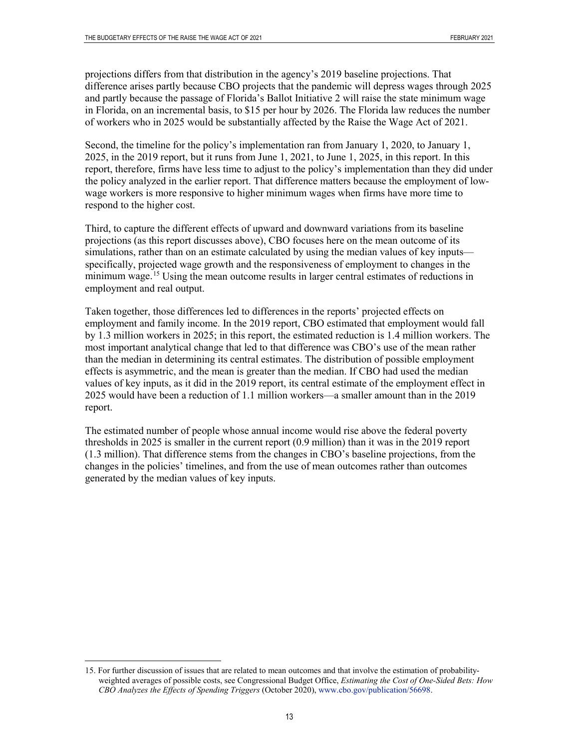projections differs from that distribution in the agency's 2019 baseline projections. That difference arises partly because CBO projects that the pandemic will depress wages through 2025 and partly because the passage of Florida's Ballot Initiative 2 will raise the state minimum wage in Florida, on an incremental basis, to $15 per hour by 2026. The Florida law reduces the number of workers who in 2025 would be substantially affected by the Raise the Wage Act of 2021.

Second, the timeline for the policy's implementation ran from January 1, 2020, to January 1, 2025, in the 2019 report, but it runs from June 1, 2021, to June 1, 2025, in this report. In this report, therefore, firms have less time to adjust to the policy's implementation than they did under the policy analyzed in the earlier report. That difference matters because the employment of low-wage workers is more responsive to higher minimum wages when firms have more time to respond to the higher cost.

Third, to capture the different effects of upward and downward variations from its baseline projections (as this report discusses above), CBO focuses here on the mean outcome of its simulations, rather than on an estimate calculated by using the median values of key inputs—specifically, projected wage growth and the responsiveness of employment to changes in the minimum wage.[15] Using the mean outcome results in larger central estimates of reductions in employment and real output.

Taken together, those differences led to differences in the reports' projected effects on employment and family income. In the 2019 report, CBO estimated that employment would fall by 1.3 million workers in 2025; in this report, the estimated reduction is 1.4 million workers. The most important analytical change that led to that difference was CBO's use of the mean rather than the median in determining its central estimates. The distribution of possible employment effects is asymmetric, and the mean is greater than the median. If CBO had used the median values of key inputs, as it did in the 2019 report, its central estimate of the employment effect in 2025 would have been a reduction of 1.1 million workers—a smaller amount than in the 2019 report.

The estimated number of people whose annual income would rise above the federal poverty thresholds in 2025 is smaller in the current report (0.9 million) than it was in the 2019 report (1.3 million). That difference stems from the changes in CBO's baseline projections, from the changes in the policies' timelines, and from the use of mean outcomes rather than outcomes generated by the median values of key inputs.

---

15. For further discussion of issues that are related to mean outcomes and that involve the estimation of probability-weighted averages of possible costs, see Congressional Budget Office, *Estimating the Cost of One-Sided Bets: How CBO Analyzes the Effects of Spending Triggers* (October 2020), www.cbo.gov/publication/56698.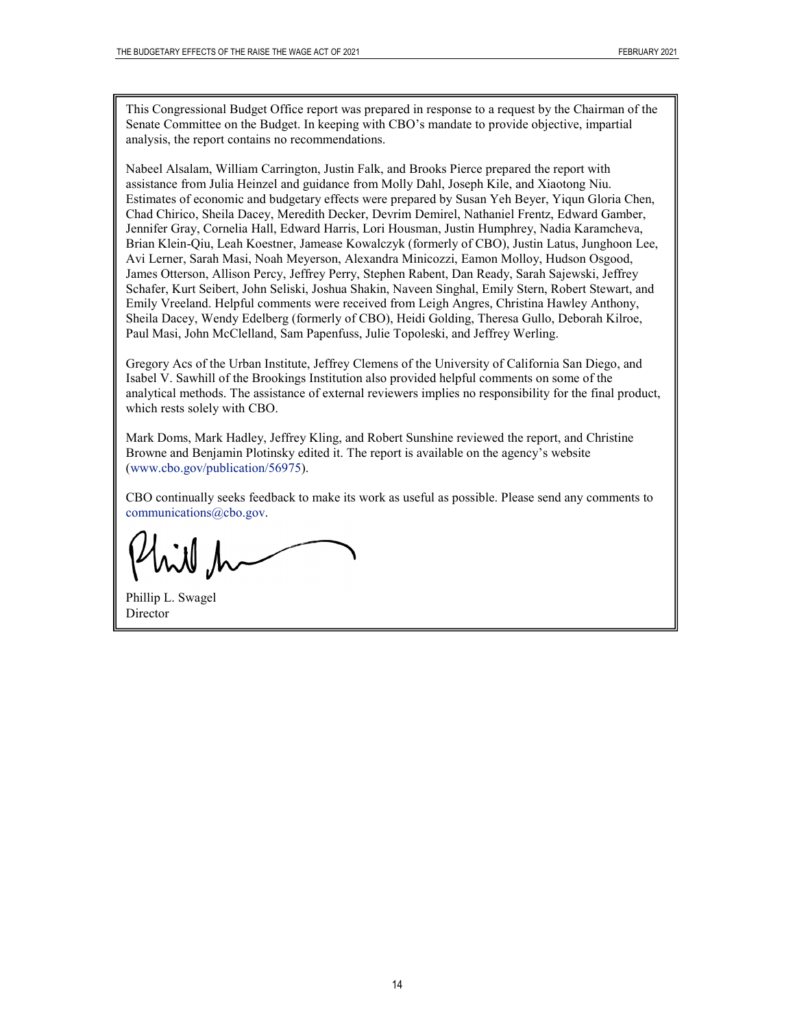This Congressional Budget Office report was prepared in response to a request by the Chairman of the Senate Committee on the Budget. In keeping with CBO's mandate to provide objective, impartial analysis, the report contains no recommendations.

Nabeel Alsalam, William Carrington, Justin Falk, and Brooks Pierce prepared the report with assistance from Julia Heinzel and guidance from Molly Dahl, Joseph Kile, and Xiaotong Niu. Estimates of economic and budgetary effects were prepared by Susan Yeh Beyer, Yiqun Gloria Chen, Chad Chirico, Sheila Dacey, Meredith Decker, Devrim Demirel, Nathaniel Frentz, Edward Gamber, Jennifer Gray, Cornelia Hall, Edward Harris, Lori Housman, Justin Humphrey, Nadia Karamcheva, Brian Klein-Qiu, Leah Koestner, Jamease Kowalczyk (formerly of CBO), Justin Latus, Junghoon Lee, Avi Lerner, Sarah Masi, Noah Meyerson, Alexandra Minicozzi, Eamon Molloy, Hudson Osgood, James Otterson, Allison Percy, Jeffrey Perry, Stephen Rabent, Dan Ready, Sarah Sajewski, Jeffrey Schafer, Kurt Seibert, John Seliski, Joshua Shakin, Naveen Singhal, Emily Stern, Robert Stewart, and Emily Vreeland. Helpful comments were received from Leigh Angres, Christina Hawley Anthony, Sheila Dacey, Wendy Edelberg (formerly of CBO), Heidi Golding, Theresa Gullo, Deborah Kilroe, Paul Masi, John McClelland, Sam Papenfuss, Julie Topoleski, and Jeffrey Werling.

Gregory Acs of the Urban Institute, Jeffrey Clemens of the University of California San Diego, and Isabel V. Sawhill of the Brookings Institution also provided helpful comments on some of the analytical methods. The assistance of external reviewers implies no responsibility for the final product, which rests solely with CBO.

Mark Doms, Mark Hadley, Jeffrey Kling, and Robert Sunshine reviewed the report, and Christine Browne and Benjamin Plotinsky edited it. The report is available on the agency's website (www.cbo.gov/publication/56975).

CBO continually seeks feedback to make its work as useful as possible. Please send any comments to communications@cbo.gov.

Phillip L. Swagel
Director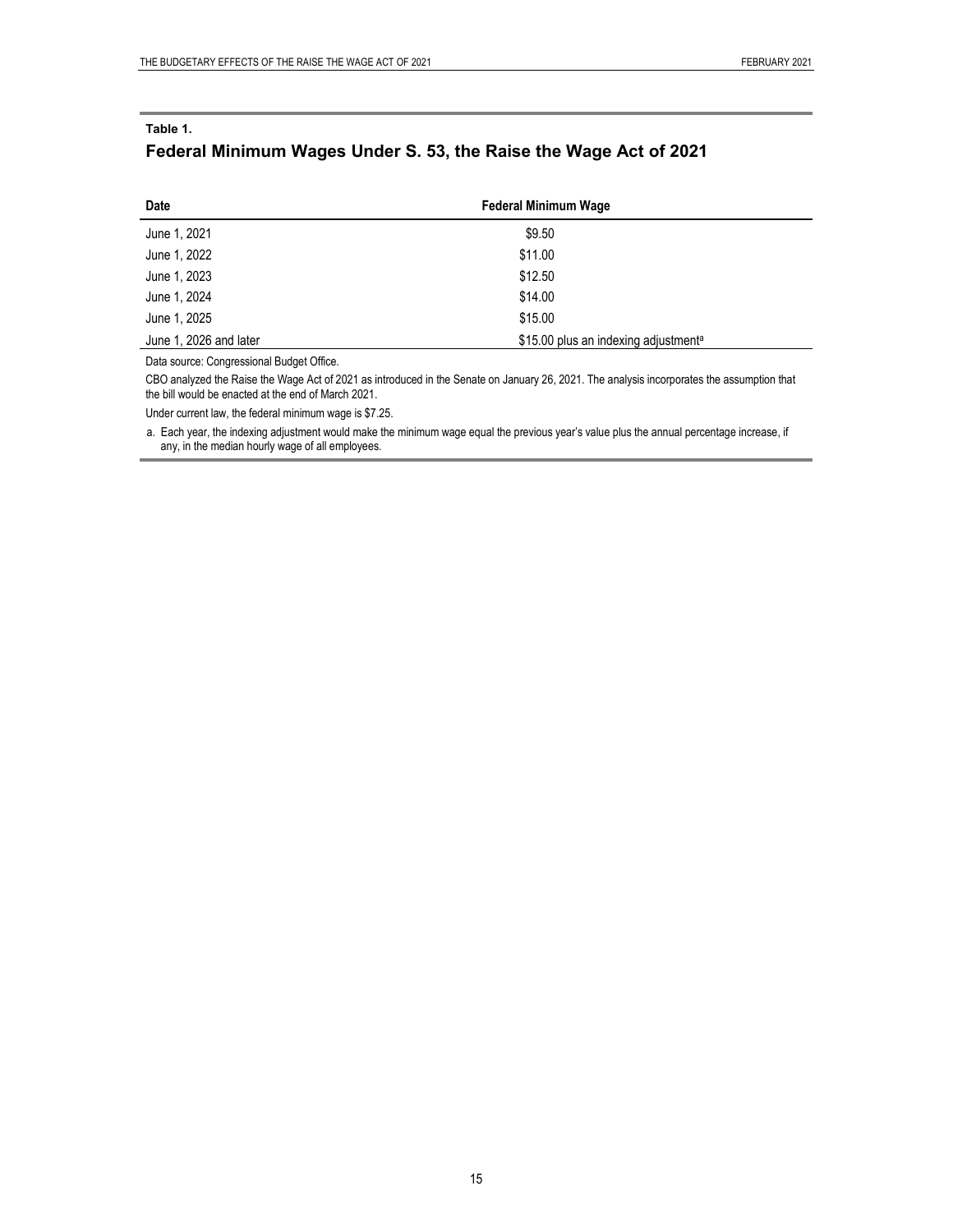**Table 1.**

## Federal Minimum Wages Under S. 53, the Raise the Wage Act of 2021

| Date | Federal Minimum Wage |
| --- | --- |
| June 1, 2021 | $9.50 |
| June 1, 2022 | $11.00 |
| June 1, 2023 | $12.50 |
| June 1, 2024 | $14.00 |
| June 1, 2025 | $15.00 |
| June 1, 2026 and later | $15.00 plus an indexing adjustment[a] |

Data source: Congressional Budget Office.

CBO analyzed the Raise the Wage Act of 2021 as introduced in the Senate on January 26, 2021. The analysis incorporates the assumption that the bill would be enacted at the end of March 2021.

Under current law, the federal minimum wage is $7.25.

a. Each year, the indexing adjustment would make the minimum wage equal the previous year's value plus the annual percentage increase, if any, in the median hourly wage of all employees.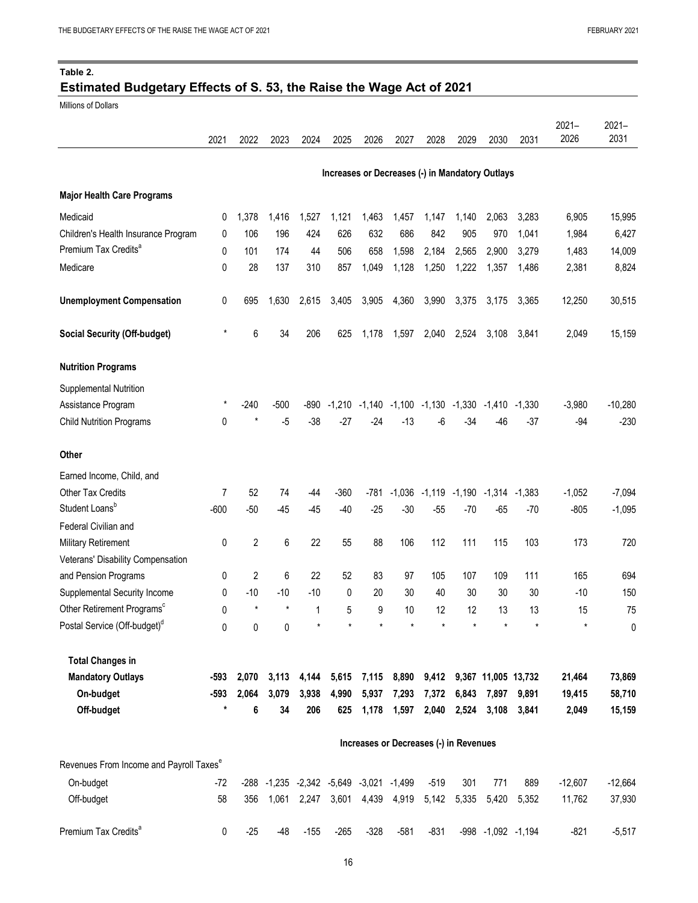**Table 2.**

## Estimated Budgetary Effects of S. 53, the Raise the Wage Act of 2021

Millions of Dollars

| | 2021 | 2022 | 2023 | 2024 | 2025 | 2026 | 2027 | 2028 | 2029 | 2030 | 2031 | 2021–2026 | 2021–2031 |
|---|---|---|---|---|---|---|---|---|---|---|---|---|---|
| | **Increases or Decreases (-) in Mandatory Outlays** | | | | | | | | | | | | |
| **Major Health Care Programs** | | | | | | | | | | | | | |
| Medicaid | 0 | 1,378 | 1,416 | 1,527 | 1,121 | 1,463 | 1,457 | 1,147 | 1,140 | 2,063 | 3,283 | 6,905 | 15,995 |
| Children's Health Insurance Program | 0 | 106 | 196 | 424 | 626 | 632 | 686 | 842 | 905 | 970 | 1,041 | 1,984 | 6,427 |
| Premium Tax Credits[a] | 0 | 101 | 174 | 44 | 506 | 658 | 1,598 | 2,184 | 2,565 | 2,900 | 3,279 | 1,483 | 14,009 |
| Medicare | 0 | 28 | 137 | 310 | 857 | 1,049 | 1,128 | 1,250 | 1,222 | 1,357 | 1,486 | 2,381 | 8,824 |
| **Unemployment Compensation** | 0 | 695 | 1,630 | 2,615 | 3,405 | 3,905 | 4,360 | 3,990 | 3,375 | 3,175 | 3,365 | 12,250 | 30,515 |
| **Social Security (Off-budget)** | * | 6 | 34 | 206 | 625 | 1,178 | 1,597 | 2,040 | 2,524 | 3,108 | 3,841 | 2,049 | 15,159 |
| **Nutrition Programs** | | | | | | | | | | | | | |
| Supplemental Nutrition Assistance Program | * | -240 | -500 | -890 | -1,210 | -1,140 | -1,100 | -1,130 | -1,330 | -1,410 | -1,330 | -3,980 | -10,280 |
| Child Nutrition Programs | 0 | * | -5 | -38 | -27 | -24 | -13 | -6 | -34 | -46 | -37 | -94 | -230 |
| **Other** | | | | | | | | | | | | | |
| Earned Income, Child, and Other Tax Credits | 7 | 52 | 74 | -44 | -360 | -781 | -1,036 | -1,119 | -1,190 | -1,314 | -1,383 | -1,052 | -7,094 |
| Student Loans[b] | -600 | -50 | -45 | -45 | -40 | -25 | -30 | -55 | -70 | -65 | -70 | -805 | -1,095 |
| Federal Civilian and Military Retirement | 0 | 2 | 6 | 22 | 55 | 88 | 106 | 112 | 111 | 115 | 103 | 173 | 720 |
| Veterans' Disability Compensation and Pension Programs | 0 | 2 | 6 | 22 | 52 | 83 | 97 | 105 | 107 | 109 | 111 | 165 | 694 |
| Supplemental Security Income | 0 | -10 | -10 | -10 | 0 | 20 | 30 | 40 | 30 | 30 | 30 | -10 | 150 |
| Other Retirement Programs[c] | 0 | * | * | 1 | 5 | 9 | 10 | 12 | 12 | 13 | 13 | 15 | 75 |
| Postal Service (Off-budget)[d] | 0 | 0 | 0 | * | * | * | * | * | * | * | * | * | 0 |
| **Total Changes in Mandatory Outlays** | **-593** | **2,070** | **3,113** | **4,144** | **5,615** | **7,115** | **8,890** | **9,412** | **9,367** | **11,005** | **13,732** | **21,464** | **73,869** |
| **On-budget** | **-593** | **2,064** | **3,079** | **3,938** | **4,990** | **5,937** | **7,293** | **7,372** | **6,843** | **7,897** | **9,891** | **19,415** | **58,710** |
| **Off-budget** | * | **6** | **34** | **206** | **625** | **1,178** | **1,597** | **2,040** | **2,524** | **3,108** | **3,841** | **2,049** | **15,159** |
| | **Increases or Decreases (-) in Revenues** | | | | | | | | | | | | |
| Revenues From Income and Payroll Taxes[e] | | | | | | | | | | | | | |
| On-budget | -72 | -288 | -1,235 | -2,342 | -5,649 | -3,021 | -1,499 | -519 | 301 | 771 | 889 | -12,607 | -12,664 |
| Off-budget | 58 | 356 | 1,061 | 2,247 | 3,601 | 4,439 | 4,919 | 5,142 | 5,335 | 5,420 | 5,352 | 11,762 | 37,930 |
| Premium Tax Credits[a] | 0 | -25 | -48 | -155 | -265 | -328 | -581 | -831 | -998 | -1,092 | -1,194 | -821 | -5,517 |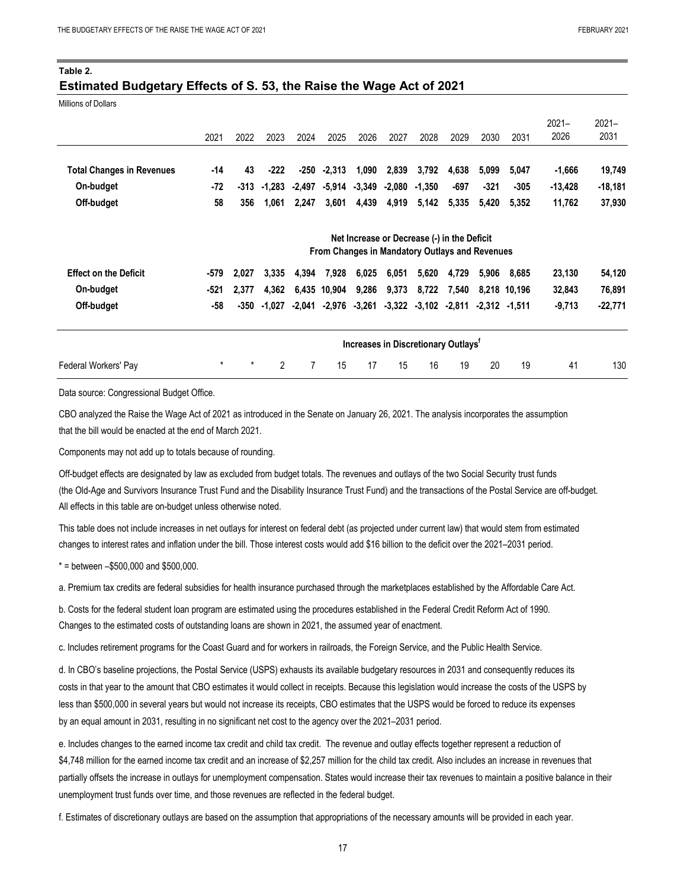**Table 2.**

## Estimated Budgetary Effects of S. 53, the Raise the Wage Act of 2021

Millions of Dollars

| | 2021 | 2022 | 2023 | 2024 | 2025 | 2026 | 2027 | 2028 | 2029 | 2030 | 2031 | 2021–2026 | 2021–2031 |
|---|---|---|---|---|---|---|---|---|---|---|---|---|---|
| **Total Changes in Revenues** | **-14** | **43** | **-222** | **-250** | **-2,313** | **1,090** | **2,839** | **3,792** | **4,638** | **5,099** | **5,047** | **-1,666** | **19,749** |
| **On-budget** | **-72** | **-313** | **-1,283** | **-2,497** | **-5,914** | **-3,349** | **-2,080** | **-1,350** | **-697** | **-321** | **-305** | **-13,428** | **-18,181** |
| **Off-budget** | **58** | **356** | **1,061** | **2,247** | **3,601** | **4,439** | **4,919** | **5,142** | **5,335** | **5,420** | **5,352** | **11,762** | **37,930** |
| | | | | | | **Net Increase or Decrease (-) in the Deficit From Changes in Mandatory Outlays and Revenues** | | | | | | | |
| **Effect on the Deficit** | **-579** | **2,027** | **3,335** | **4,394** | **7,928** | **6,025** | **6,051** | **5,620** | **4,729** | **5,906** | **8,685** | **23,130** | **54,120** |
| **On-budget** | **-521** | **2,377** | **4,362** | **6,435** | **10,904** | **9,286** | **9,373** | **8,722** | **7,540** | **8,218** | **10,196** | **32,843** | **76,891** |
| **Off-budget** | **-58** | **-350** | **-1,027** | **-2,041** | **-2,976** | **-3,261** | **-3,322** | **-3,102** | **-2,811** | **-2,312** | **-1,511** | **-9,713** | **-22,771** |
| | | | | | | **Increases in Discretionary Outlays[f]** | | | | | | | |
| Federal Workers' Pay | * | * | 2 | 7 | 15 | 17 | 15 | 16 | 19 | 20 | 19 | 41 | 130 |

Data source: Congressional Budget Office.

CBO analyzed the Raise the Wage Act of 2021 as introduced in the Senate on January 26, 2021. The analysis incorporates the assumption that the bill would be enacted at the end of March 2021.

Components may not add up to totals because of rounding.

Off-budget effects are designated by law as excluded from budget totals. The revenues and outlays of the two Social Security trust funds (the Old-Age and Survivors Insurance Trust Fund and the Disability Insurance Trust Fund) and the transactions of the Postal Service are off-budget. All effects in this table are on-budget unless otherwise noted.

This table does not include increases in net outlays for interest on federal debt (as projected under current law) that would stem from estimated changes to interest rates and inflation under the bill. Those interest costs would add $16 billion to the deficit over the 2021–2031 period.

* = between –$500,000 and $500,000.

a. Premium tax credits are federal subsidies for health insurance purchased through the marketplaces established by the Affordable Care Act.

b. Costs for the federal student loan program are estimated using the procedures established in the Federal Credit Reform Act of 1990. Changes to the estimated costs of outstanding loans are shown in 2021, the assumed year of enactment.

c. Includes retirement programs for the Coast Guard and for workers in railroads, the Foreign Service, and the Public Health Service.

d. In CBO's baseline projections, the Postal Service (USPS) exhausts its available budgetary resources in 2031 and consequently reduces its costs in that year to the amount that CBO estimates it would collect in receipts. Because this legislation would increase the costs of the USPS by less than $500,000 in several years but would not increase its receipts, CBO estimates that the USPS would be forced to reduce its expenses by an equal amount in 2031, resulting in no significant net cost to the agency over the 2021–2031 period.

e. Includes changes to the earned income tax credit and child tax credit. The revenue and outlay effects together represent a reduction of $4,748 million for the earned income tax credit and an increase of $2,257 million for the child tax credit. Also includes an increase in revenues that partially offsets the increase in outlays for unemployment compensation. States would increase their tax revenues to maintain a positive balance in their unemployment trust funds over time, and those revenues are reflected in the federal budget.

f. Estimates of discretionary outlays are based on the assumption that appropriations of the necessary amounts will be provided in each year.